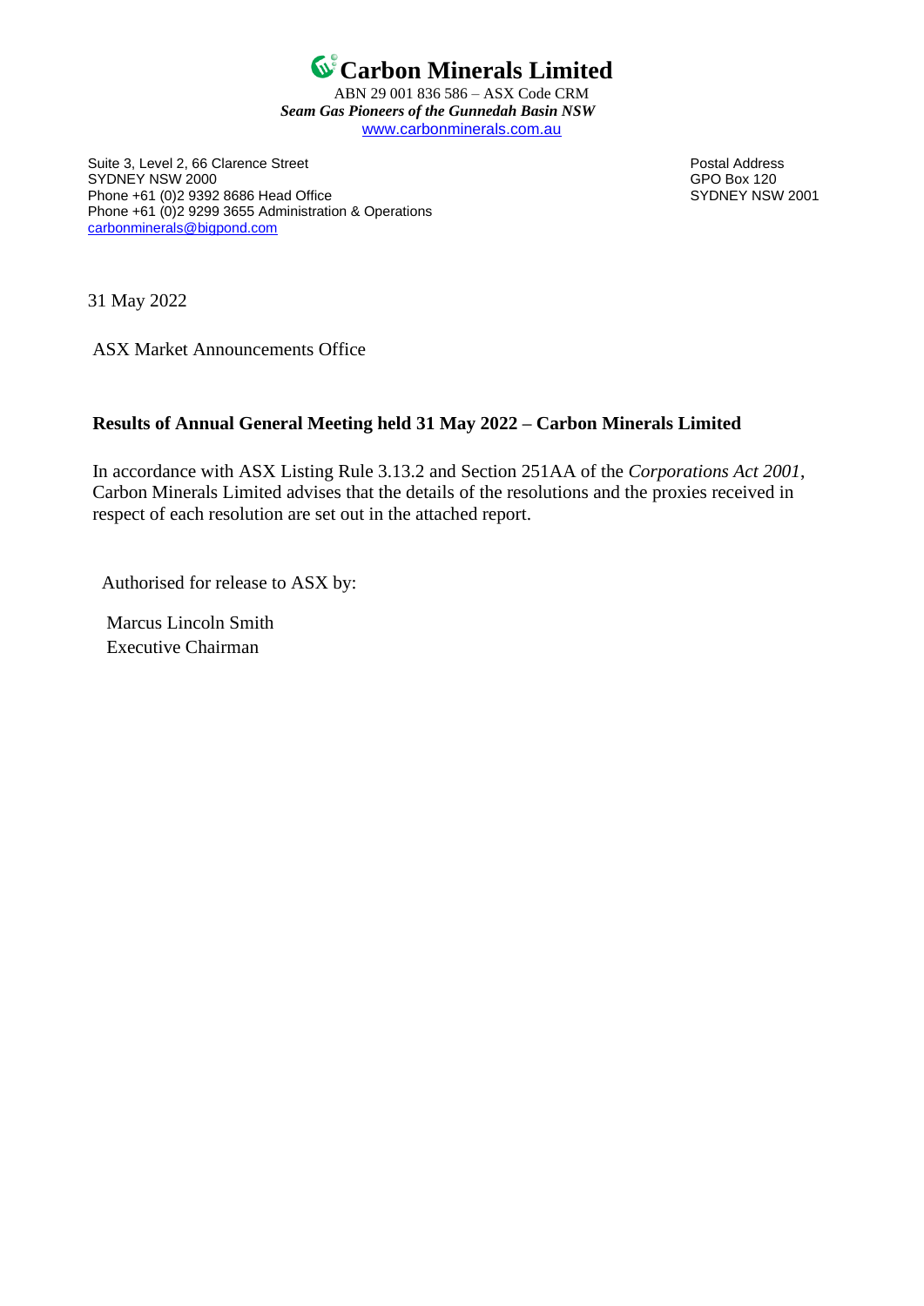# Carbon Minerals Limited

ABN 29 001 836 586 – ASX Code CRM

***Seam Gas Pioneers of the Gunnedah Basin NSW***

www.carbonminerals.com.au

Suite 3, Level 2, 66 Clarence Street
SYDNEY NSW 2000
Phone +61 (0)2 9392 8686 Head Office
Phone +61 (0)2 9299 3655 Administration & Operations
carbonminerals@bigpond.com

Postal Address
GPO Box 120
SYDNEY NSW 2001

31 May 2022

ASX Market Announcements Office

**Results of Annual General Meeting held 31 May 2022 – Carbon Minerals Limited**

In accordance with ASX Listing Rule 3.13.2 and Section 251AA of the *Corporations Act 2001*, Carbon Minerals Limited advises that the details of the resolutions and the proxies received in respect of each resolution are set out in the attached report.

Authorised for release to ASX by:

Marcus Lincoln Smith
Executive Chairman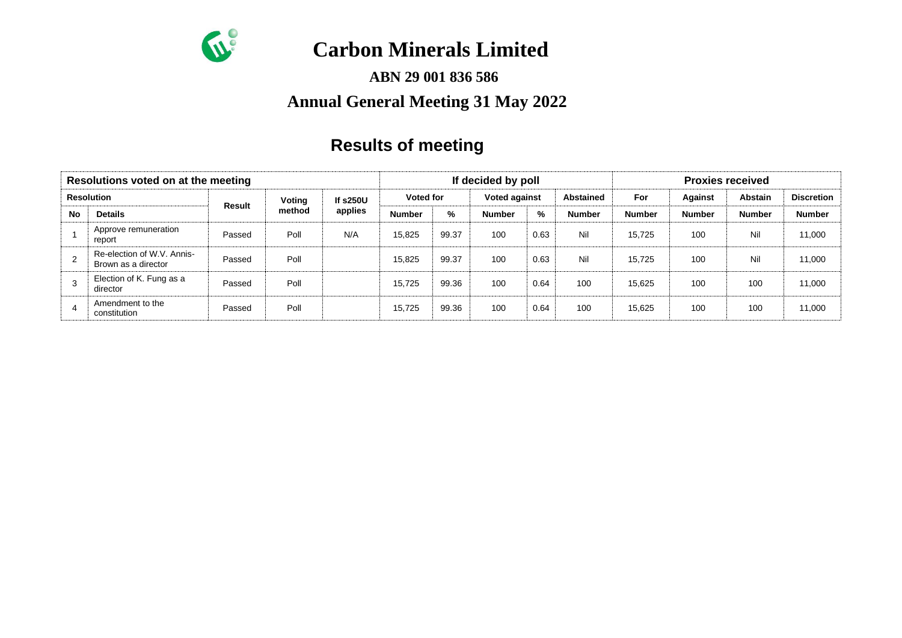# Carbon Minerals Limited

**ABN 29 001 836 586**

## Annual General Meeting 31 May 2022

## Results of meeting

| Resolutions voted on at the meeting | | | | | If decided by poll | | | | | Proxies received | | | |
|---|---|---|---|---|---|---|---|---|---|---|---|---|---|
| Resolution | | Result | Voting method | If s250U applies | Voted for | | Voted against | | Abstained | For | Against | Abstain | Discretion |
| No | Details | | | | Number | % | Number | % | Number | Number | Number | Number | Number |
| 1 | Approve remuneration report | Passed | Poll | N/A | 15,825 | 99.37 | 100 | 0.63 | Nil | 15,725 | 100 | Nil | 11,000 |
| 2 | Re-election of W.V. Annis-Brown as a director | Passed | Poll | | 15,825 | 99.37 | 100 | 0.63 | Nil | 15,725 | 100 | Nil | 11,000 |
| 3 | Election of K. Fung as a director | Passed | Poll | | 15,725 | 99.36 | 100 | 0.64 | 100 | 15,625 | 100 | 100 | 11,000 |
| 4 | Amendment to the constitution | Passed | Poll | | 15,725 | 99.36 | 100 | 0.64 | 100 | 15,625 | 100 | 100 | 11,000 |